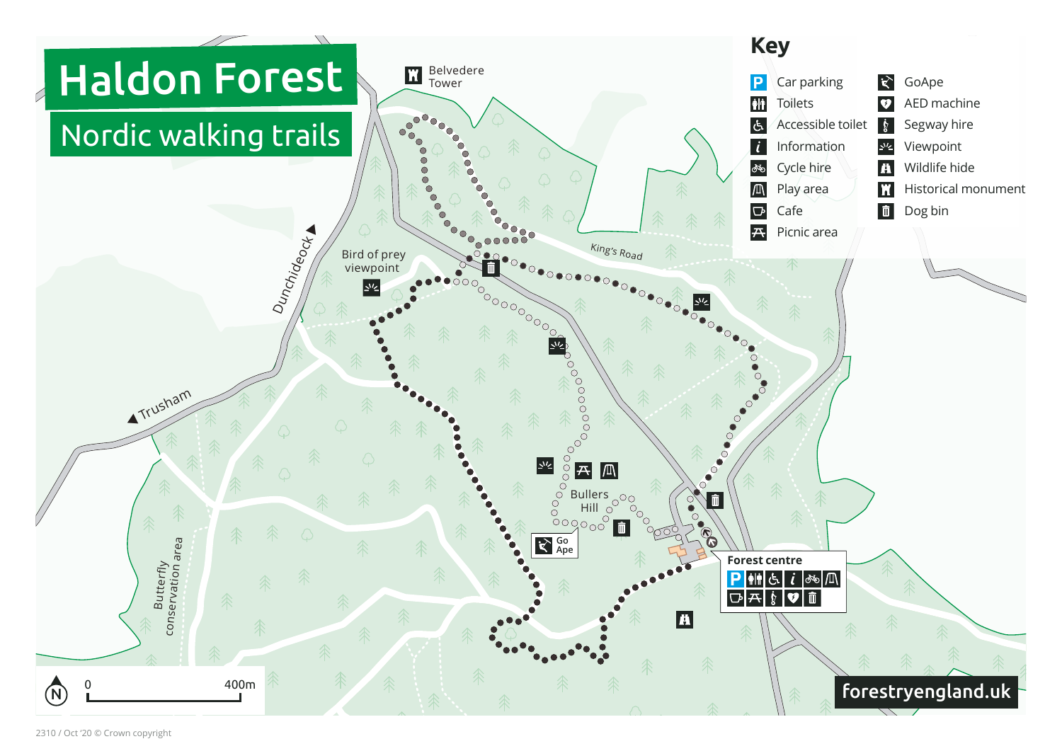# Haldon Forest

## Nordic walking trails

Belvedere Tower

Bird of prey viewpoint

King's Road

Dunchideock

Trusham

Butterfly conservation area

Bullers Hill

Go Ape

Forest centre

## Key

- Car parking
- Toilets
- Accessible toilet
- Information
- Cycle hire
- Play area
- Cafe
- Picnic area
- GoApe
- AED machine
- Segway hire
- Viewpoint
- Wildlife hide
- Historical monument
- Dog bin

0 400m

forestryengland.uk

2310 / Oct '20 © Crown copyright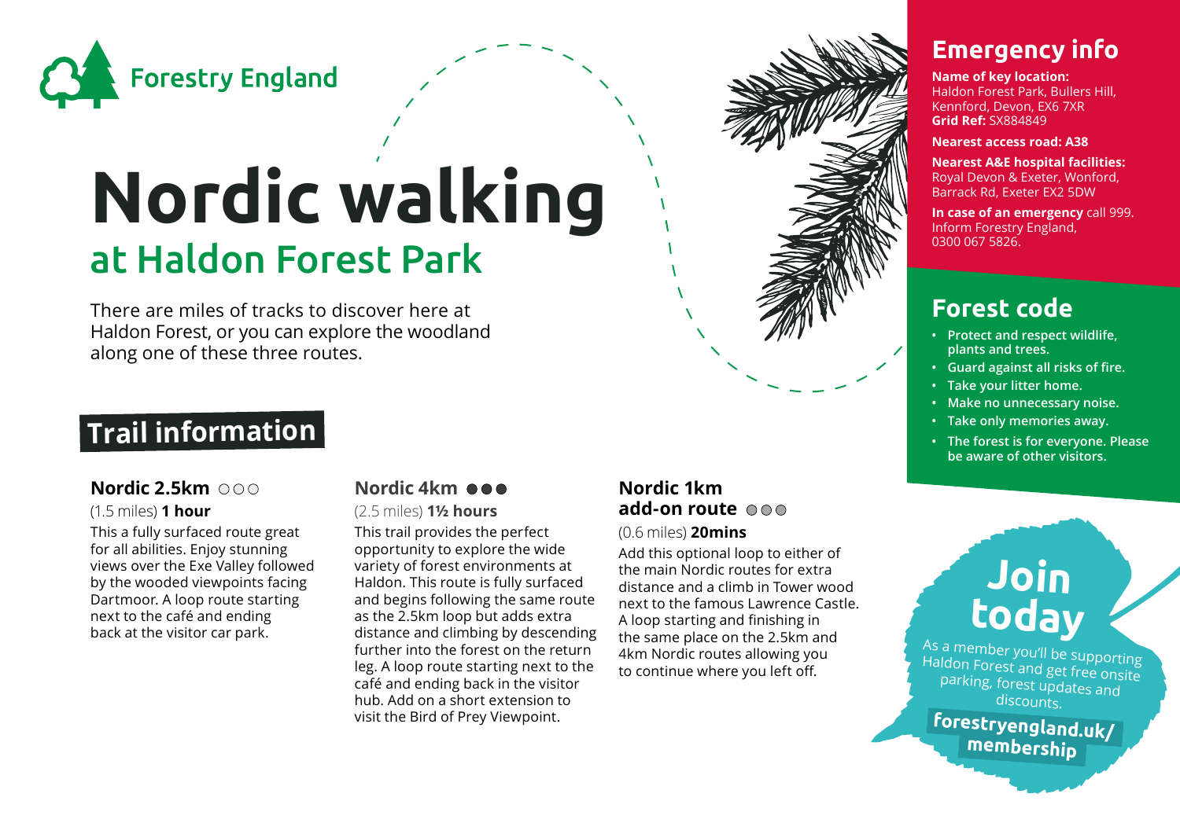Forestry England

# Nordic walking

## at Haldon Forest Park

There are miles of tracks to discover here at Haldon Forest, or you can explore the woodland along one of these three routes.

## Trail information

### Nordic 2.5km ○○○

(1.5 miles) **1 hour**

This a fully surfaced route great for all abilities. Enjoy stunning views over the Exe Valley followed by the wooded viewpoints facing Dartmoor. A loop route starting next to the café and ending back at the visitor car park.

### Nordic 4km ●●●

(2.5 miles) **1½ hours**

This trail provides the perfect opportunity to explore the wide variety of forest environments at Haldon. This route is fully surfaced and begins following the same route as the 2.5km loop but adds extra distance and climbing by descending further into the forest on the return leg. A loop route starting next to the café and ending back at the visitor hub. Add on a short extension to visit the Bird of Prey Viewpoint.

### Nordic 1km add-on route ●●●

(0.6 miles) **20mins**

Add this optional loop to either of the main Nordic routes for extra distance and a climb in Tower wood next to the famous Lawrence Castle. A loop starting and finishing in the same place on the 2.5km and 4km Nordic routes allowing you to continue where you left off.

## Emergency info

**Name of key location:** Haldon Forest Park, Bullers Hill, Kennford, Devon, EX6 7XR
**Grid Ref:** SX884849

**Nearest access road: A38**

**Nearest A&E hospital facilities:** Royal Devon & Exeter, Wonford, Barrack Rd, Exeter EX2 5DW

**In case of an emergency** call 999. Inform Forestry England, 0300 067 5826.

## Forest code

- **Protect and respect wildlife, plants and trees.**
- **Guard against all risks of fire.**
- **Take your litter home.**
- **Make no unnecessary noise.**
- **Take only memories away.**
- **The forest is for everyone. Please be aware of other visitors.**

## Join today

As a member you'll be supporting Haldon Forest and get free onsite parking, forest updates and discounts.

**forestryengland.uk/membership**